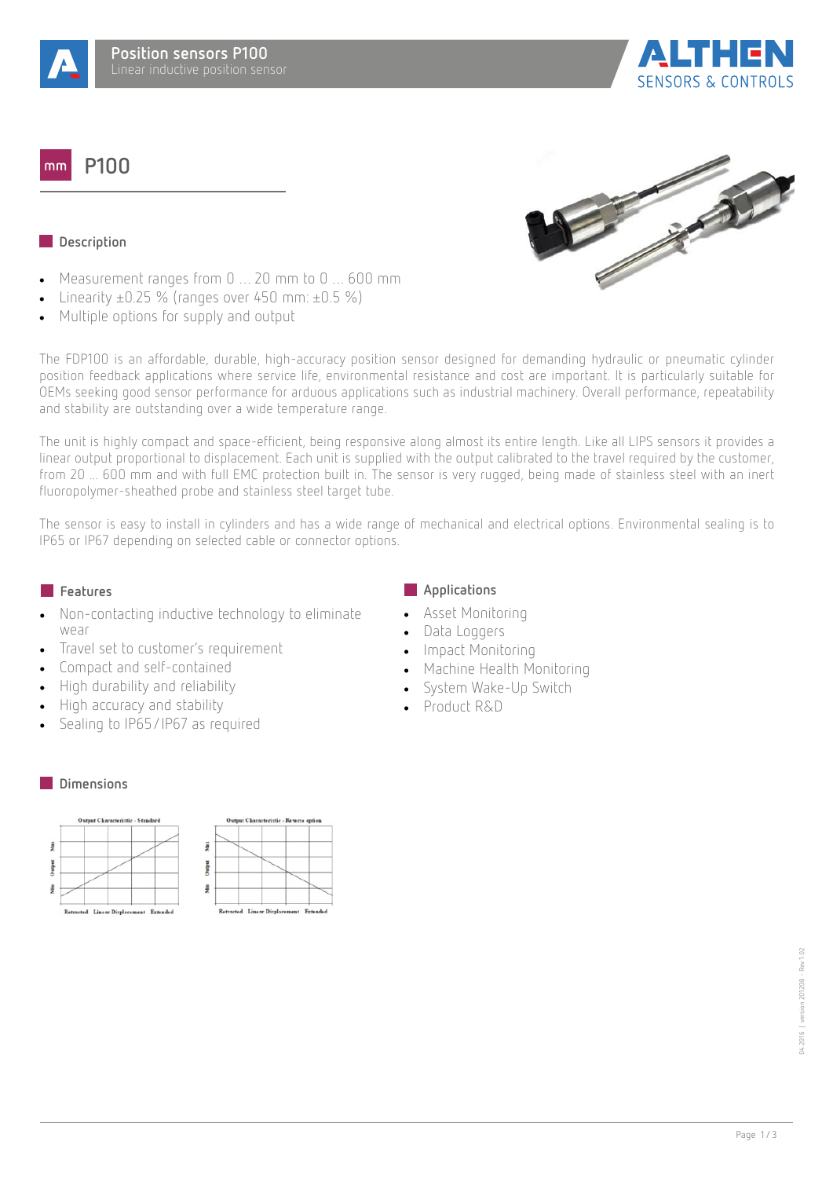# Position sensors P100

Linear inductive position sensor

## P100

### Description

- Measurement ranges from 0 ... 20 mm to 0 ... 600 mm
- Linearity ±0.25 % (ranges over 450 mm: ±0.5 %)
- Multiple options for supply and output

The FDP100 is an affordable, durable, high-accuracy position sensor designed for demanding hydraulic or pneumatic cylinder position feedback applications where service life, environmental resistance and cost are important. It is particularly suitable for OEMs seeking good sensor performance for arduous applications such as industrial machinery. Overall performance, repeatability and stability are outstanding over a wide temperature range.

The unit is highly compact and space-efficient, being responsive along almost its entire length. Like all LIPS sensors it provides a linear output proportional to displacement. Each unit is supplied with the output calibrated to the travel required by the customer, from 20 ... 600 mm and with full EMC protection built in. The sensor is very rugged, being made of stainless steel with an inert fluoropolymer-sheathed probe and stainless steel target tube.

The sensor is easy to install in cylinders and has a wide range of mechanical and electrical options. Environmental sealing is to IP65 or IP67 depending on selected cable or connector options.

### Features

- Non-contacting inductive technology to eliminate wear
- Travel set to customer's requirement
- Compact and self-contained
- High durability and reliability
- High accuracy and stability
- Sealing to IP65/IP67 as required

### Applications

- Asset Monitoring
- Data Loggers
- Impact Monitoring
- Machine Health Monitoring
- System Wake-Up Switch
- Product R&D

### Dimensions

Output Characteristic - Standard

Output Characteristic - Reverse option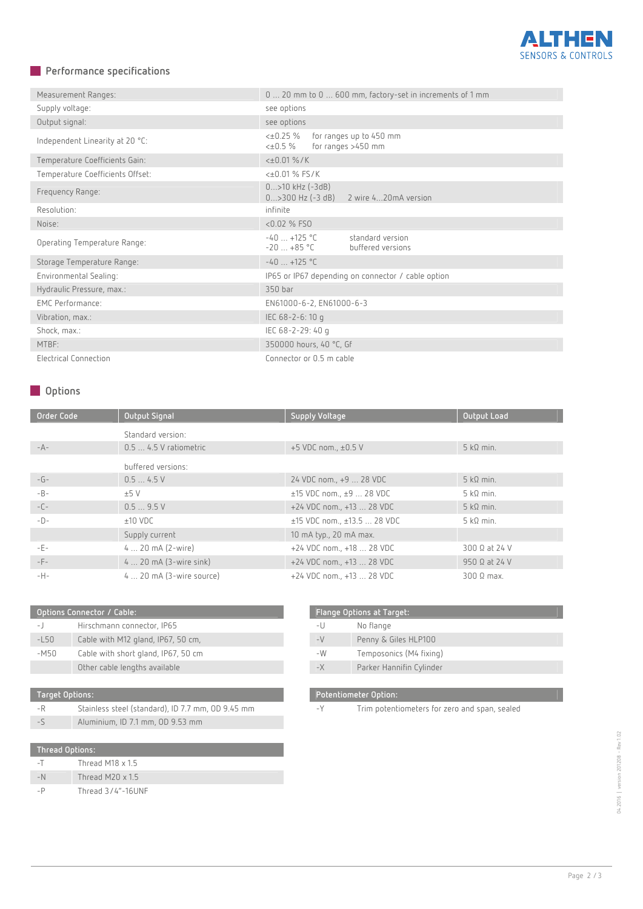## Performance specifications

| | |
|---|---|
| Measurement Ranges: | 0 ... 20 mm to 0 ... 600 mm, factory-set in increments of 1 mm |
| Supply voltage: | see options |
| Output signal: | see options |
| Independent Linearity at 20 °C: | <±0.25 % for ranges up to 450 mm<br><±0.5 % for ranges >450 mm |
| Temperature Coefficients Gain: | <±0.01 %/K |
| Temperature Coefficients Offset: | <±0.01 % FS/K |
| Frequency Range: | 0...>10 kHz (-3dB)<br>0...>300 Hz (-3 dB) 2 wire 4...20mA version |
| Resolution: | infinite |
| Noise: | <0.02 % FSO |
| Operating Temperature Range: | -40 ... +125 °C standard version<br>-20 ... +85 °C buffered versions |
| Storage Temperature Range: | -40 ... +125 °C |
| Environmental Sealing: | IP65 or IP67 depending on connector / cable option |
| Hydraulic Pressure, max.: | 350 bar |
| EMC Performance: | EN61000-6-2, EN61000-6-3 |
| Vibration, max.: | IEC 68-2-6: 10 g |
| Shock, max.: | IEC 68-2-29: 40 g |
| MTBF: | 350000 hours, 40 °C, Gf |
| Electrical Connection | Connector or 0.5 m cable |

## Options

| Order Code | Output Signal | Supply Voltage | Output Load |
|---|---|---|---|
| | Standard version: | | |
| -A- | 0.5 ... 4.5 V ratiometric | +5 VDC nom., ±0.5 V | 5 kΩ min. |
| | buffered versions: | | |
| -G- | 0.5 ... 4.5 V | 24 VDC nom., +9 ... 28 VDC | 5 kΩ min. |
| -B- | ±5 V | ±15 VDC nom., ±9 ... 28 VDC | 5 kΩ min. |
| -C- | 0.5 ... 9.5 V | +24 VDC nom., +13 ... 28 VDC | 5 kΩ min. |
| -D- | ±10 VDC | ±15 VDC nom., ±13.5 ... 28 VDC | 5 kΩ min. |
| | Supply current | 10 mA typ., 20 mA max. | |
| -E- | 4 ... 20 mA (2-wire) | +24 VDC nom., +18 ... 28 VDC | 300 Ω at 24 V |
| -F- | 4 ... 20 mA (3-wire sink) | +24 VDC nom., +13 ... 28 VDC | 950 Ω at 24 V |
| -H- | 4 ... 20 mA (3-wire source) | +24 VDC nom., +13 ... 28 VDC | 300 Ω max. |

| Options Connector / Cable: | |
|---|---|
| -J | Hirschmann connector, IP65 |
| -L50 | Cable with M12 gland, IP67, 50 cm, |
| -M50 | Cable with short gland, IP67, 50 cm |
| | Other cable lengths available |

| Flange Options at Target: | |
|---|---|
| -U | No flange |
| -V | Penny & Giles HLP100 |
| -W | Temposonics (M4 fixing) |
| -X | Parker Hannifin Cylinder |

| Target Options: | |
|---|---|
| -R | Stainless steel (standard), ID 7.7 mm, OD 9.45 mm |
| -S | Aluminium, ID 7.1 mm, OD 9.53 mm |

| Potentiometer Option: | |
|---|---|
| -Y | Trim potentiometers for zero and span, sealed |

| Thread Options: | |
|---|---|
| -T | Thread M18 x 1.5 |
| -N | Thread M20 x 1.5 |
| -P | Thread 3/4"-16UNF |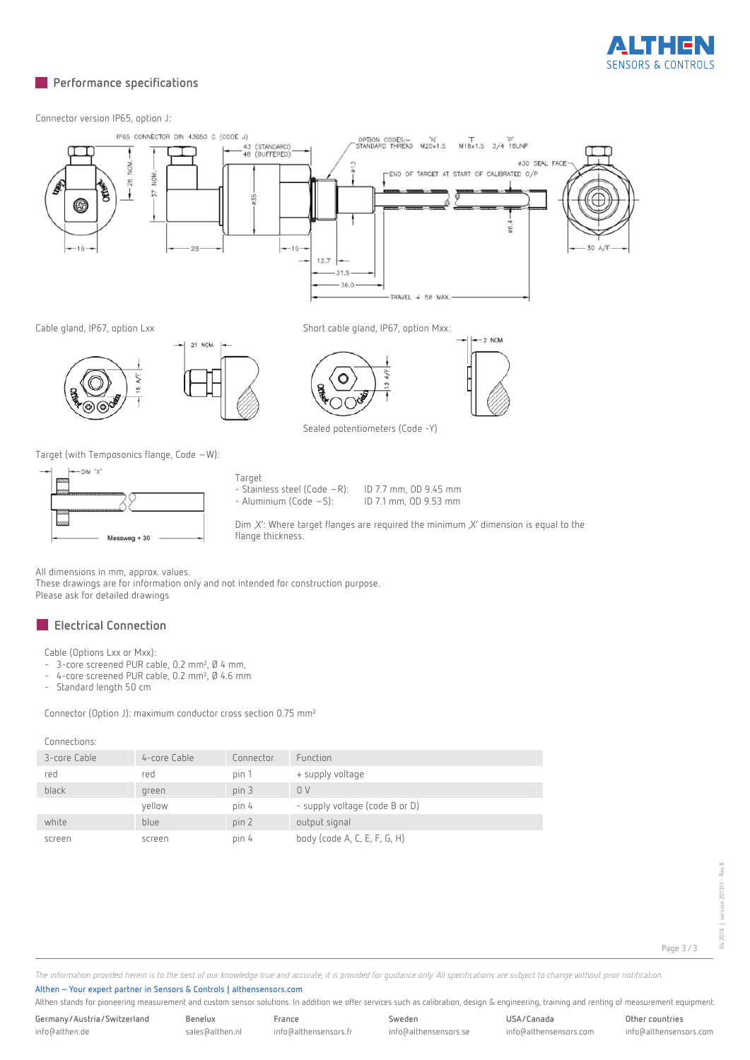## Performance specifications

Connector version IP65, option J:

IP65 CONNECTOR DIN 43650 C (CODE J)
43 (STANDARD)
48 (BUFFERED)
OPTION CODES:– STANDARD THREAD 'N' M20x1.5 'T' M18x1.5 'P' 3/4 16UNF
ø30 SEAL FACE
END OF TARGET AT START OF CALIBRATED O/P
26 NOM.
37 NOM.
ø35
ø13
ø6.4
16
28
15
12.7
31.5
36.0
TRAVEL + 58 MAX.
30 A/F
Gain
Offset

Cable gland, IP67, option Lxx

21 NOM.
16 A/F
Offset
Gain

Short cable gland, IP67, option Mxx:

2 NOM.
13 A/F
Offset
Gain

Sealed potentiometers (Code -Y)

Target (with Temposonics flange, Code –W):

DIM 'X'
Messweg + 30

Target
- Stainless steel (Code –R): ID 7.7 mm, OD 9.45 mm
- Aluminium (Code –S): ID 7.1 mm, OD 9.53 mm

Dim ‚X': Where target flanges are required the minimum ‚X' dimension is equal to the flange thickness.

All dimensions in mm, approx. values.
These drawings are for information only and not intended for construction purpose.
Please ask for detailed drawings

## Electrical Connection

Cable (Options Lxx or Mxx):
- 3-core screened PUR cable, 0.2 mm², Ø 4 mm,
- 4-core screened PUR cable, 0.2 mm², Ø 4.6 mm
- Standard length 50 cm

Connector (Option J): maximum conductor cross section 0.75 mm²

Connections:

| 3-core Cable | 4-core Cable | Connector | Function |
|---|---|---|---|
| red | red | pin 1 | + supply voltage |
| black | green | pin 3 | 0 V |
| | yellow | pin 4 | - supply voltage (code B or D) |
| white | blue | pin 2 | output signal |
| screen | screen | pin 4 | body (code A, C, E, F, G, H) |

*The information provided herein is to the best of our knowledge true and accurate, it is provided for guidance only. All specifications are subject to change without prior notification.*

Althen – Your expert partner in Sensors & Controls | althensensors.com

Althen stands for pioneering measurement and custom sensor solutions. In addition we offer services such as calibration, design & engineering, training and renting of measurement equipment.

| Germany/Austria/Switzerland | Benelux | France | Sweden | USA/Canada | Other countries |
|---|---|---|---|---|---|
| info@althen.de | sales@althen.nl | info@althensensors.fr | info@althensensors.se | info@althensensors.com | info@althensensors.com |